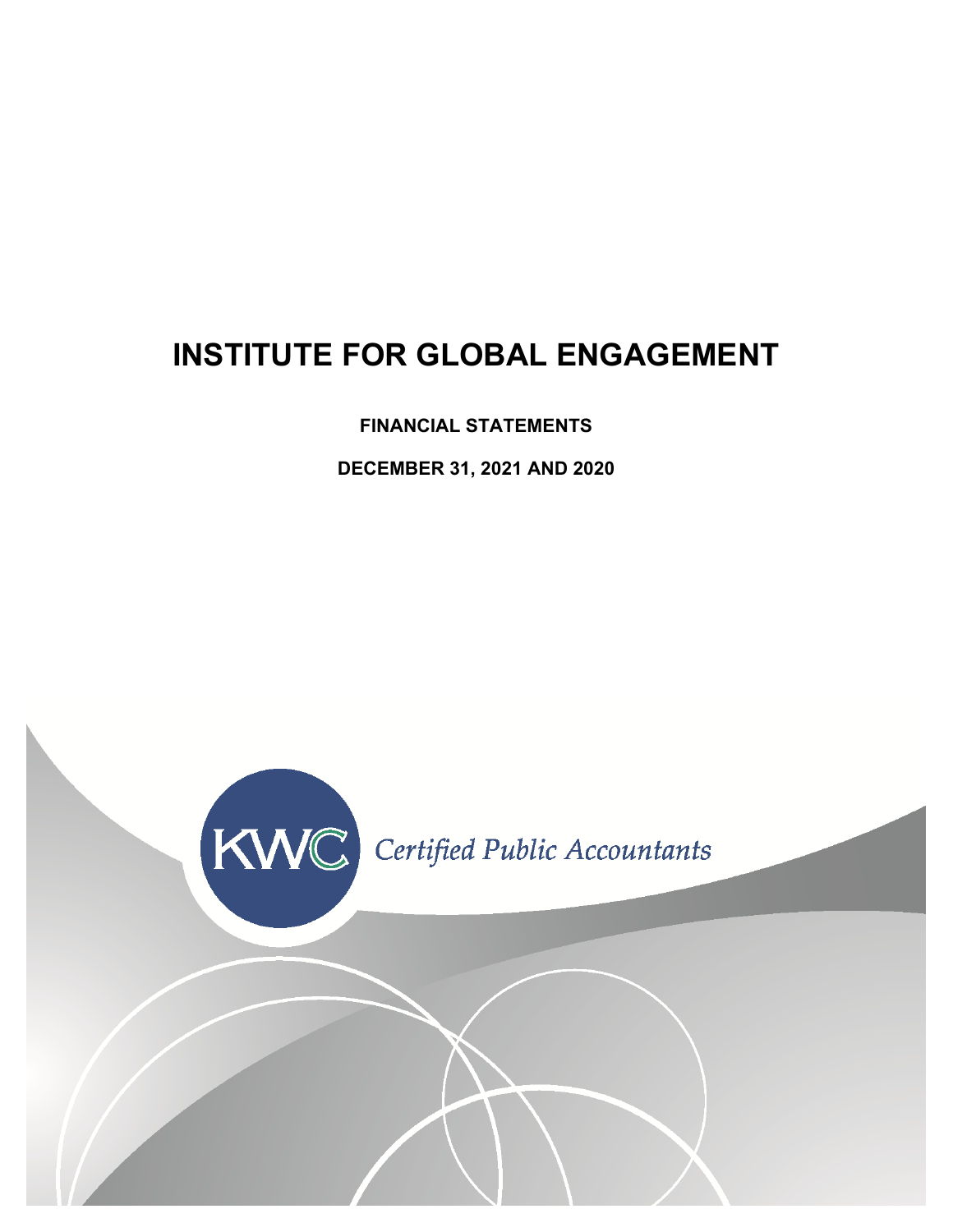# INSTITUTE FOR GLOBAL ENGAGEMENT

**FINANCIAL STATEMENTS**

**DECEMBER 31, 2021 AND 2020**

KWC *Certified Public Accountants*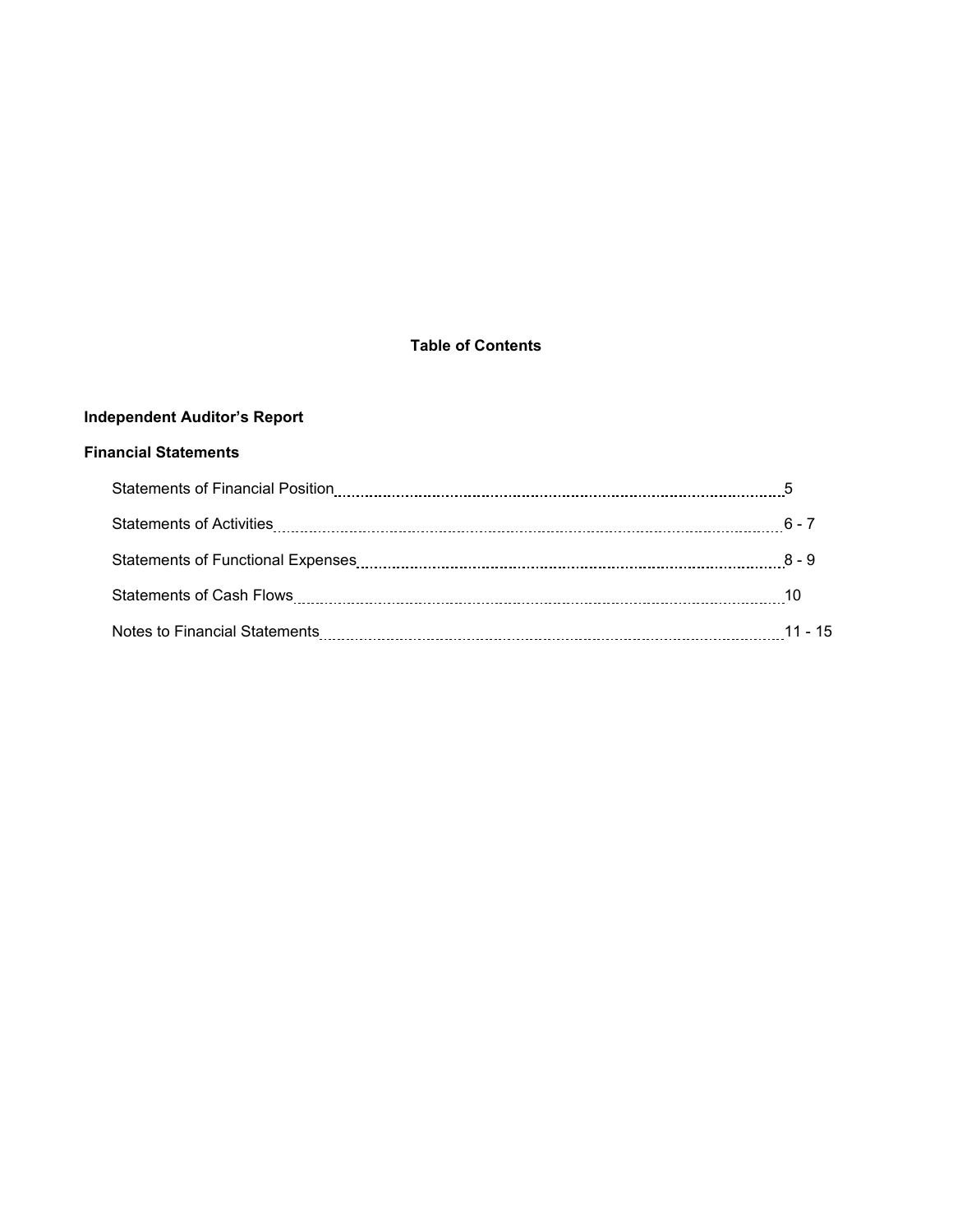# Table of Contents

**Independent Auditor's Report**

**Financial Statements**

| | |
|---|---|
| Statements of Financial Position | 5 |
| Statements of Activities | 6 - 7 |
| Statements of Functional Expenses | 8 - 9 |
| Statements of Cash Flows | 10 |
| Notes to Financial Statements | 11 - 15 |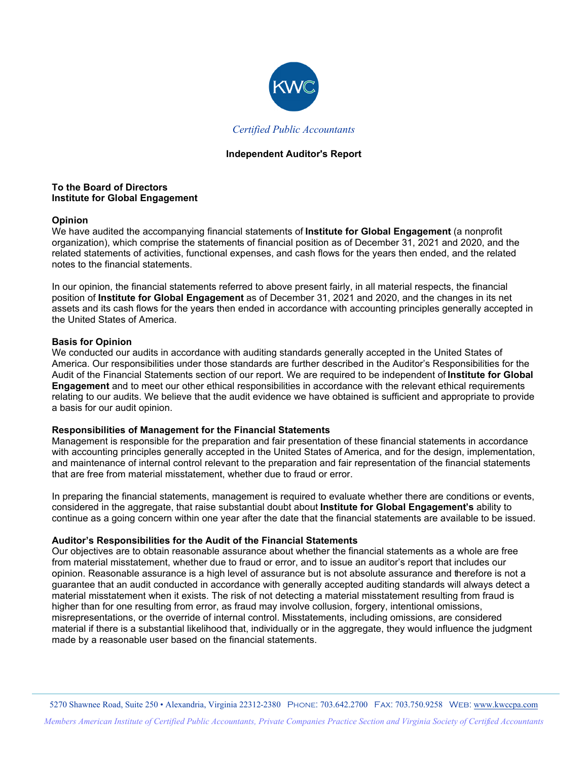KWC

*Certified Public Accountants*

## Independent Auditor's Report

**To the Board of Directors**
**Institute for Global Engagement**

### Opinion

We have audited the accompanying financial statements of **Institute for Global Engagement** (a nonprofit organization), which comprise the statements of financial position as of December 31, 2021 and 2020, and the related statements of activities, functional expenses, and cash flows for the years then ended, and the related notes to the financial statements.

In our opinion, the financial statements referred to above present fairly, in all material respects, the financial position of **Institute for Global Engagement** as of December 31, 2021 and 2020, and the changes in its net assets and its cash flows for the years then ended in accordance with accounting principles generally accepted in the United States of America.

### Basis for Opinion

We conducted our audits in accordance with auditing standards generally accepted in the United States of America. Our responsibilities under those standards are further described in the Auditor's Responsibilities for the Audit of the Financial Statements section of our report. We are required to be independent of **Institute for Global Engagement** and to meet our other ethical responsibilities in accordance with the relevant ethical requirements relating to our audits. We believe that the audit evidence we have obtained is sufficient and appropriate to provide a basis for our audit opinion.

### Responsibilities of Management for the Financial Statements

Management is responsible for the preparation and fair presentation of these financial statements in accordance with accounting principles generally accepted in the United States of America, and for the design, implementation, and maintenance of internal control relevant to the preparation and fair representation of the financial statements that are free from material misstatement, whether due to fraud or error.

In preparing the financial statements, management is required to evaluate whether there are conditions or events, considered in the aggregate, that raise substantial doubt about **Institute for Global Engagement's** ability to continue as a going concern within one year after the date that the financial statements are available to be issued.

### Auditor's Responsibilities for the Audit of the Financial Statements

Our objectives are to obtain reasonable assurance about whether the financial statements as a whole are free from material misstatement, whether due to fraud or error, and to issue an auditor's report that includes our opinion. Reasonable assurance is a high level of assurance but is not absolute assurance and therefore is not a guarantee that an audit conducted in accordance with generally accepted auditing standards will always detect a material misstatement when it exists. The risk of not detecting a material misstatement resulting from fraud is higher than for one resulting from error, as fraud may involve collusion, forgery, intentional omissions, misrepresentations, or the override of internal control. Misstatements, including omissions, are considered material if there is a substantial likelihood that, individually or in the aggregate, they would influence the judgment made by a reasonable user based on the financial statements.

5270 Shawnee Road, Suite 250 • Alexandria, Virginia 22312-2380 Phone: 703.642.2700 Fax: 703.750.9258 Web: www.kwccpa.com

*Members American Institute of Certified Public Accountants, Private Companies Practice Section and Virginia Society of Certified Accountants*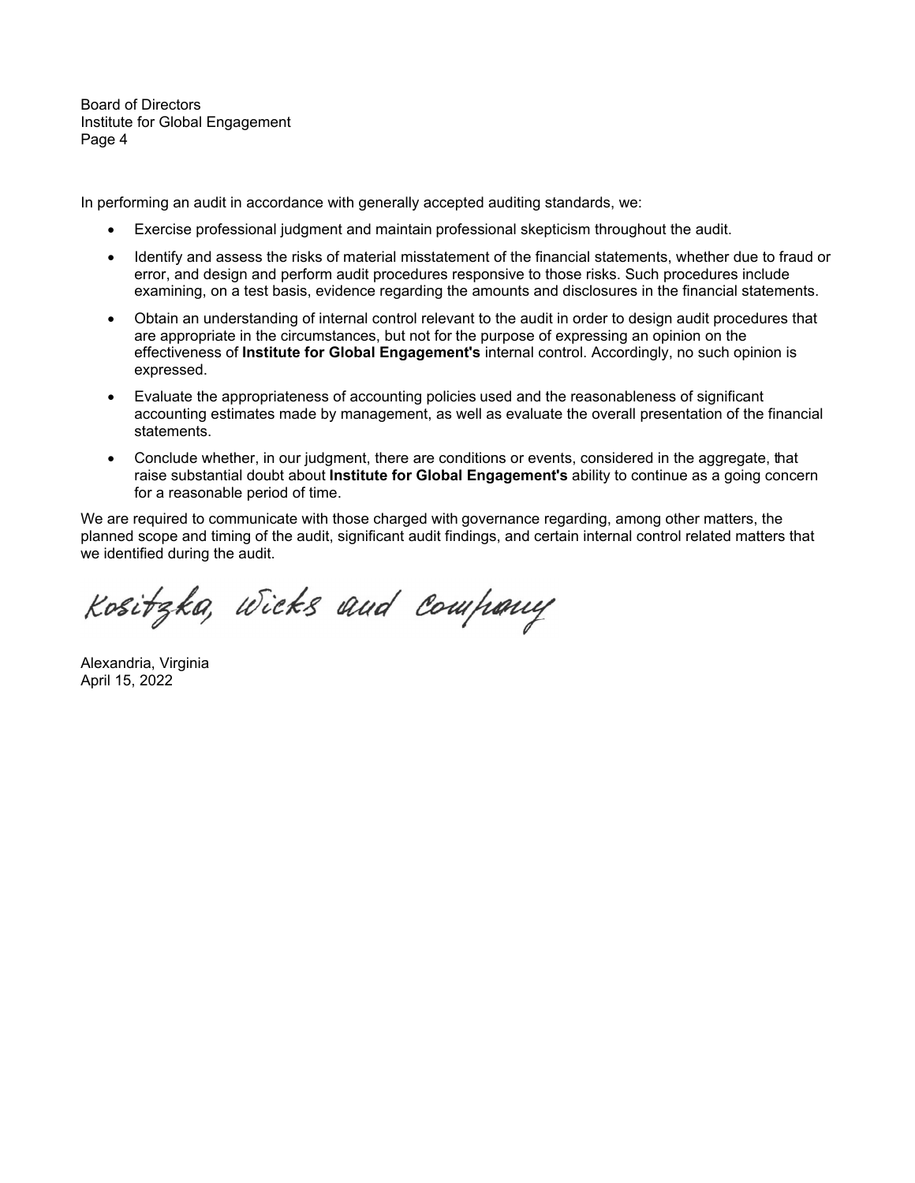Board of Directors
Institute for Global Engagement
Page 4

In performing an audit in accordance with generally accepted auditing standards, we:

- Exercise professional judgment and maintain professional skepticism throughout the audit.
- Identify and assess the risks of material misstatement of the financial statements, whether due to fraud or error, and design and perform audit procedures responsive to those risks. Such procedures include examining, on a test basis, evidence regarding the amounts and disclosures in the financial statements.
- Obtain an understanding of internal control relevant to the audit in order to design audit procedures that are appropriate in the circumstances, but not for the purpose of expressing an opinion on the effectiveness of **Institute for Global Engagement's** internal control. Accordingly, no such opinion is expressed.
- Evaluate the appropriateness of accounting policies used and the reasonableness of significant accounting estimates made by management, as well as evaluate the overall presentation of the financial statements.
- Conclude whether, in our judgment, there are conditions or events, considered in the aggregate, that raise substantial doubt about **Institute for Global Engagement's** ability to continue as a going concern for a reasonable period of time.

We are required to communicate with those charged with governance regarding, among other matters, the planned scope and timing of the audit, significant audit findings, and certain internal control related matters that we identified during the audit.

Kositzka, Wicks and Company

Alexandria, Virginia
April 15, 2022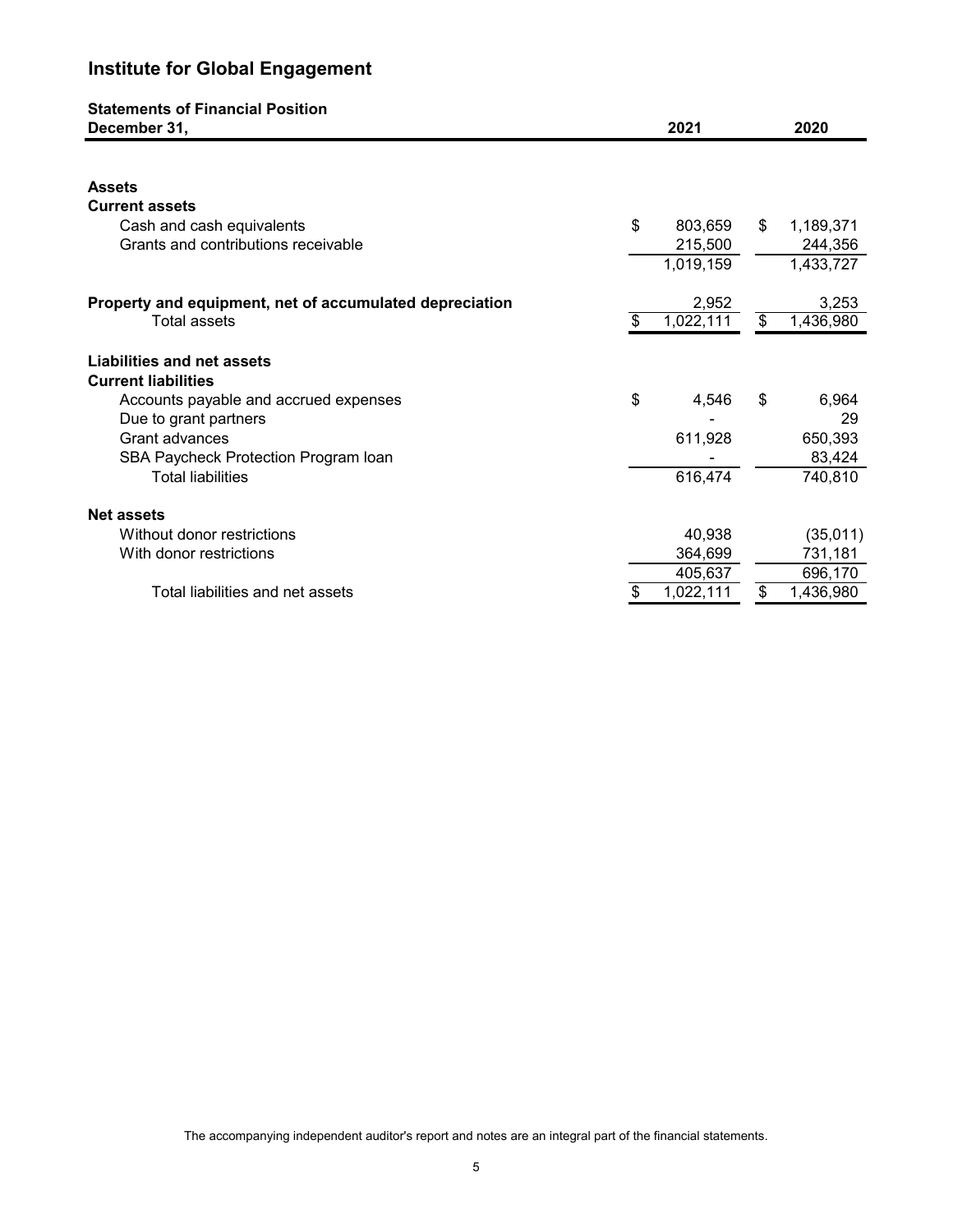# Institute for Global Engagement

**Statements of Financial Position**

| **December 31,** | **2021** | **2020** |
|---|---|---|
| **Assets** | | |
| **Current assets** | | |
| Cash and cash equivalents | $ 803,659 | $ 1,189,371 |
| Grants and contributions receivable | 215,500 | 244,356 |
| | 1,019,159 | 1,433,727 |
| **Property and equipment, net of accumulated depreciation** | 2,952 | 3,253 |
| Total assets | $ 1,022,111 | $ 1,436,980 |
| **Liabilities and net assets** | | |
| **Current liabilities** | | |
| Accounts payable and accrued expenses | $ 4,546 | $ 6,964 |
| Due to grant partners | - | 29 |
| Grant advances | 611,928 | 650,393 |
| SBA Paycheck Protection Program loan | - | 83,424 |
| Total liabilities | 616,474 | 740,810 |
| **Net assets** | | |
| Without donor restrictions | 40,938 | (35,011) |
| With donor restrictions | 364,699 | 731,181 |
| | 405,637 | 696,170 |
| Total liabilities and net assets | $ 1,022,111 | $ 1,436,980 |

The accompanying independent auditor's report and notes are an integral part of the financial statements.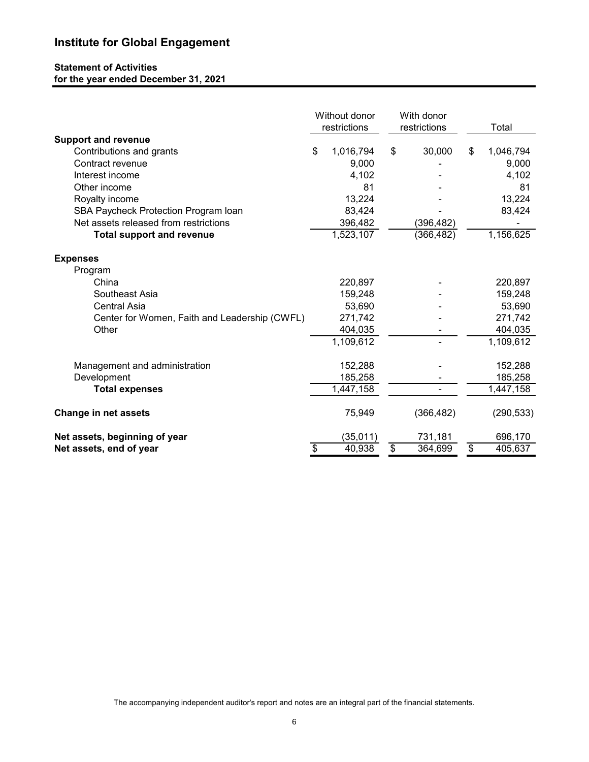# Institute for Global Engagement

**Statement of Activities**
**for the year ended December 31, 2021**

| | Without donor restrictions | With donor restrictions | Total |
|---|---|---|---|
| **Support and revenue** | | | |
| Contributions and grants | $ 1,016,794 | $ 30,000 | $ 1,046,794 |
| Contract revenue | 9,000 | - | 9,000 |
| Interest income | 4,102 | - | 4,102 |
| Other income | 81 | - | 81 |
| Royalty income | 13,224 | - | 13,224 |
| SBA Paycheck Protection Program loan | 83,424 | - | 83,424 |
| Net assets released from restrictions | 396,482 | (396,482) | - |
| **Total support and revenue** | 1,523,107 | (366,482) | 1,156,625 |
| **Expenses** | | | |
| Program | | | |
| China | 220,897 | - | 220,897 |
| Southeast Asia | 159,248 | - | 159,248 |
| Central Asia | 53,690 | - | 53,690 |
| Center for Women, Faith and Leadership (CWFL) | 271,742 | - | 271,742 |
| Other | 404,035 | - | 404,035 |
| | 1,109,612 | - | 1,109,612 |
| Management and administration | 152,288 | - | 152,288 |
| Development | 185,258 | - | 185,258 |
| **Total expenses** | 1,447,158 | - | 1,447,158 |
| **Change in net assets** | 75,949 | (366,482) | (290,533) |
| **Net assets, beginning of year** | (35,011) | 731,181 | 696,170 |
| **Net assets, end of year** | $ 40,938 | $ 364,699 | $ 405,637 |

The accompanying independent auditor's report and notes are an integral part of the financial statements.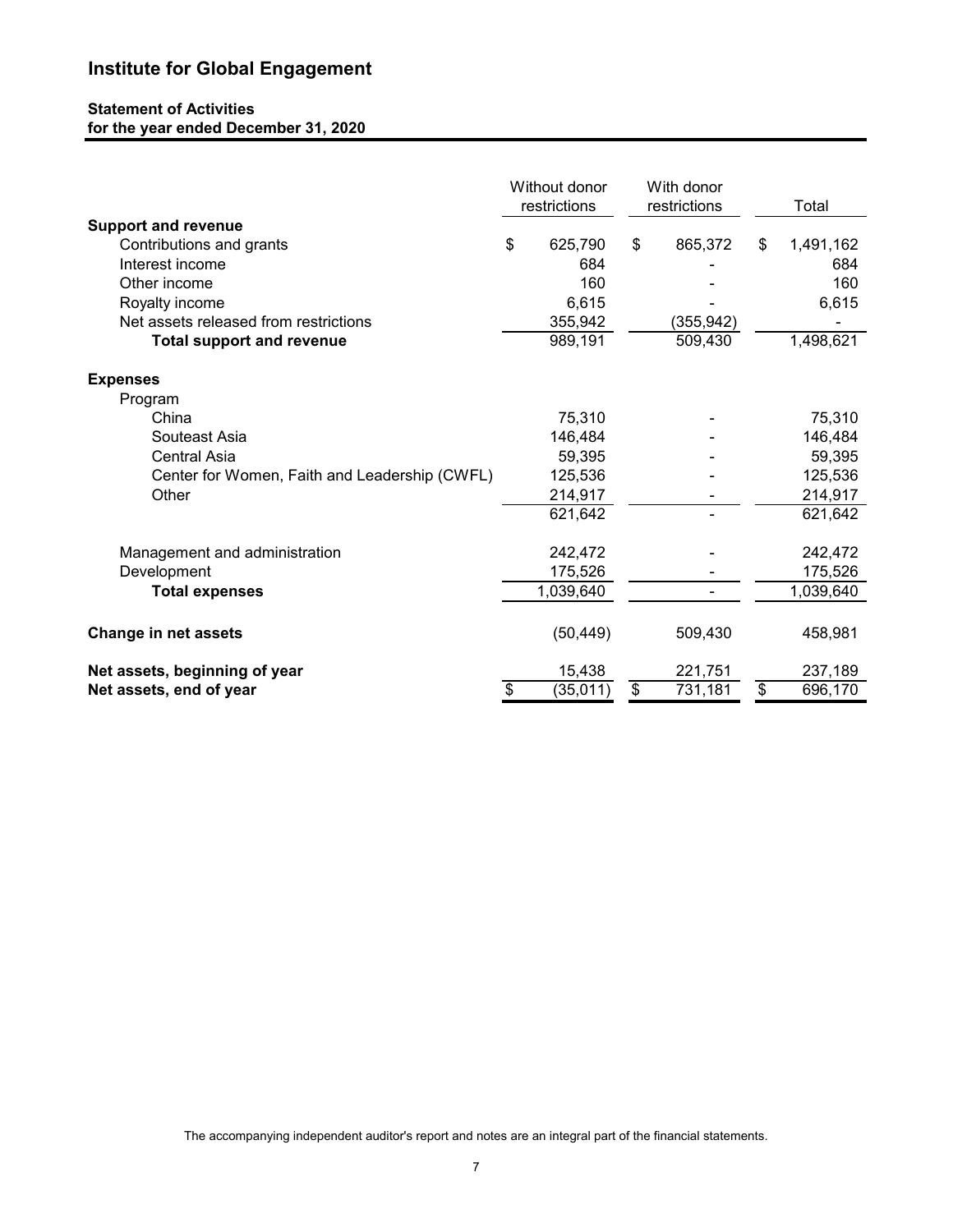# Institute for Global Engagement

## Statement of Activities
### for the year ended December 31, 2020

| | Without donor restrictions | With donor restrictions | Total |
|---|---|---|---|
| **Support and revenue** | | | |
| Contributions and grants | $ 625,790 | $ 865,372 | $ 1,491,162 |
| Interest income | 684 | - | 684 |
| Other income | 160 | - | 160 |
| Royalty income | 6,615 | - | 6,615 |
| Net assets released from restrictions | 355,942 | (355,942) | - |
| **Total support and revenue** | 989,191 | 509,430 | 1,498,621 |
| **Expenses** | | | |
| Program | | | |
| China | 75,310 | - | 75,310 |
| Souteast Asia | 146,484 | - | 146,484 |
| Central Asia | 59,395 | - | 59,395 |
| Center for Women, Faith and Leadership (CWFL) | 125,536 | - | 125,536 |
| Other | 214,917 | - | 214,917 |
| | 621,642 | - | 621,642 |
| Management and administration | 242,472 | - | 242,472 |
| Development | 175,526 | - | 175,526 |
| **Total expenses** | 1,039,640 | - | 1,039,640 |
| **Change in net assets** | (50,449) | 509,430 | 458,981 |
| **Net assets, beginning of year** | 15,438 | 221,751 | 237,189 |
| **Net assets, end of year** | $ (35,011) | $ 731,181 | $ 696,170 |

The accompanying independent auditor's report and notes are an integral part of the financial statements.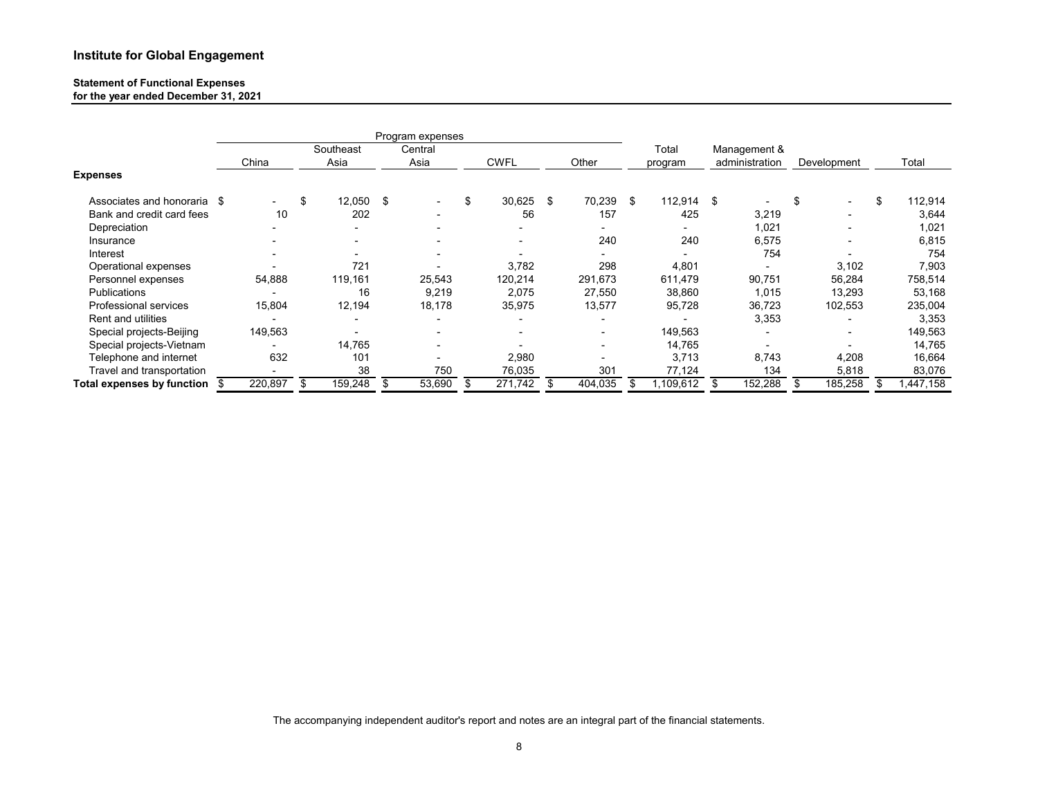# Institute for Global Engagement

**Statement of Functional Expenses**
**for the year ended December 31, 2021**

| | Program expenses | | | | | | | | |
|---|---|---|---|---|---|---|---|---|---|
| | China | Southeast Asia | Central Asia | CWFL | Other | Total program | Management & administration | Development | Total |
| **Expenses** | | | | | | | | | |
| Associates and honoraria | $ - | $ 12,050 | $ - | $ 30,625 | $ 70,239 | $ 112,914 | $ - | $ - | $ 112,914 |
| Bank and credit card fees | 10 | 202 | - | 56 | 157 | 425 | 3,219 | - | 3,644 |
| Depreciation | - | - | - | - | - | - | 1,021 | - | 1,021 |
| Insurance | - | - | - | - | 240 | 240 | 6,575 | - | 6,815 |
| Interest | - | - | - | - | - | - | 754 | - | 754 |
| Operational expenses | - | 721 | - | 3,782 | 298 | 4,801 | - | 3,102 | 7,903 |
| Personnel expenses | 54,888 | 119,161 | 25,543 | 120,214 | 291,673 | 611,479 | 90,751 | 56,284 | 758,514 |
| Publications | - | 16 | 9,219 | 2,075 | 27,550 | 38,860 | 1,015 | 13,293 | 53,168 |
| Professional services | 15,804 | 12,194 | 18,178 | 35,975 | 13,577 | 95,728 | 36,723 | 102,553 | 235,004 |
| Rent and utilities | - | - | - | - | - | - | 3,353 | - | 3,353 |
| Special projects-Beijing | 149,563 | - | - | - | - | 149,563 | - | - | 149,563 |
| Special projects-Vietnam | - | 14,765 | - | - | - | 14,765 | - | - | 14,765 |
| Telephone and internet | 632 | 101 | - | 2,980 | - | 3,713 | 8,743 | 4,208 | 16,664 |
| Travel and transportation | - | 38 | 750 | 76,035 | 301 | 77,124 | 134 | 5,818 | 83,076 |
| **Total expenses by function** | $ 220,897 | $ 159,248 | $ 53,690 | $ 271,742 | $ 404,035 | $ 1,109,612 | $ 152,288 | $ 185,258 | $ 1,447,158 |

The accompanying independent auditor's report and notes are an integral part of the financial statements.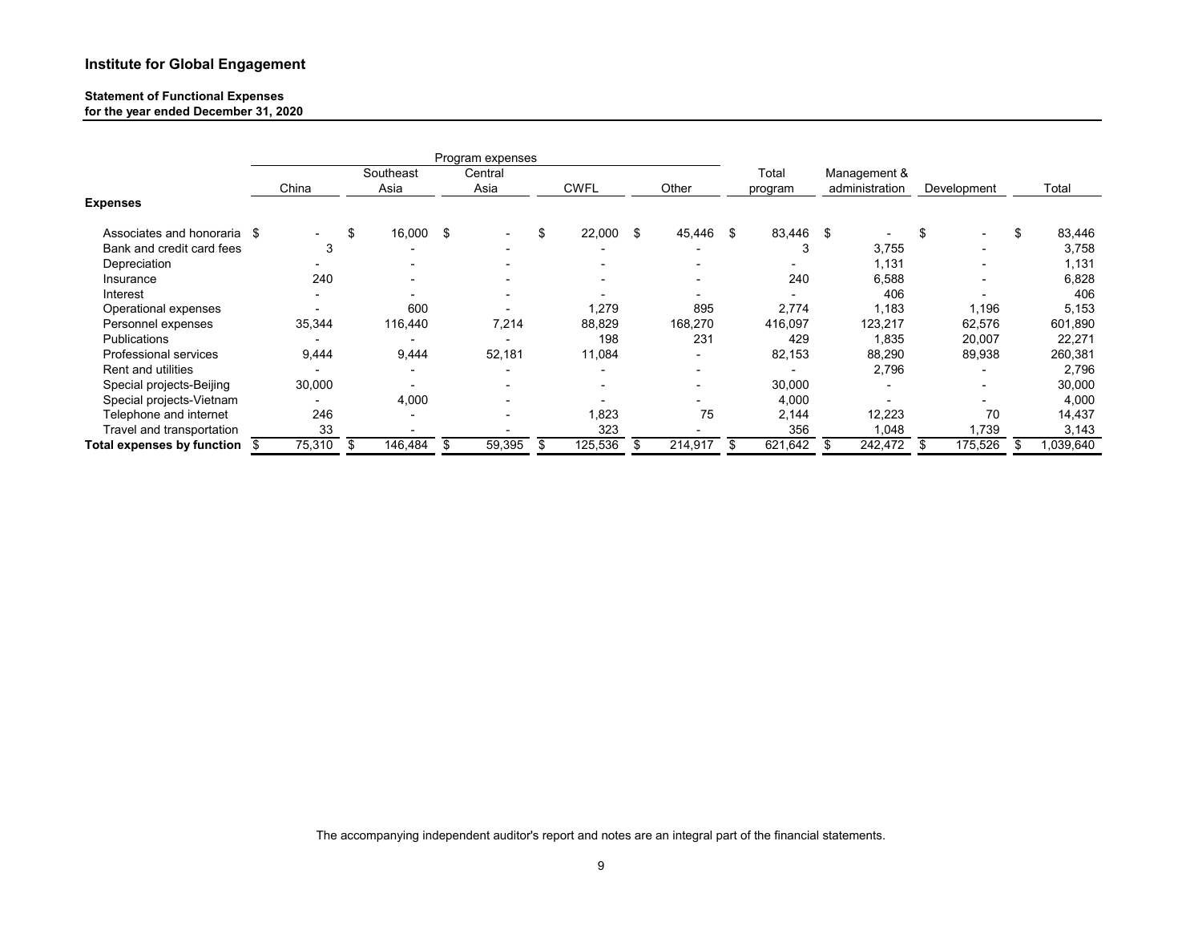# Institute for Global Engagement

**Statement of Functional Expenses**
**for the year ended December 31, 2020**

| | Program expenses | | | | | | | | |
|---|---|---|---|---|---|---|---|---|---|
| | China | Southeast Asia | Central Asia | CWFL | Other | Total program | Management & administration | Development | Total |
| **Expenses** | | | | | | | | | |
| Associates and honoraria | $ - | $ 16,000 | $ - | $ 22,000 | $ 45,446 | $ 83,446 | $ - | $ - | $ 83,446 |
| Bank and credit card fees | 3 | - | - | - | - | 3 | 3,755 | - | 3,758 |
| Depreciation | - | - | - | - | - | - | 1,131 | - | 1,131 |
| Insurance | 240 | - | - | - | - | 240 | 6,588 | - | 6,828 |
| Interest | - | - | - | - | - | - | 406 | - | 406 |
| Operational expenses | - | 600 | - | 1,279 | 895 | 2,774 | 1,183 | 1,196 | 5,153 |
| Personnel expenses | 35,344 | 116,440 | 7,214 | 88,829 | 168,270 | 416,097 | 123,217 | 62,576 | 601,890 |
| Publications | - | - | - | 198 | 231 | 429 | 1,835 | 20,007 | 22,271 |
| Professional services | 9,444 | 9,444 | 52,181 | 11,084 | - | 82,153 | 88,290 | 89,938 | 260,381 |
| Rent and utilities | - | - | - | - | - | - | 2,796 | - | 2,796 |
| Special projects-Beijing | 30,000 | - | - | - | - | 30,000 | - | - | 30,000 |
| Special projects-Vietnam | - | 4,000 | - | - | - | 4,000 | - | - | 4,000 |
| Telephone and internet | 246 | - | - | 1,823 | 75 | 2,144 | 12,223 | 70 | 14,437 |
| Travel and transportation | 33 | - | - | 323 | - | 356 | 1,048 | 1,739 | 3,143 |
| **Total expenses by function** | $ 75,310 | $ 146,484 | $ 59,395 | $ 125,536 | $ 214,917 | $ 621,642 | $ 242,472 | $ 175,526 | $ 1,039,640 |

The accompanying independent auditor's report and notes are an integral part of the financial statements.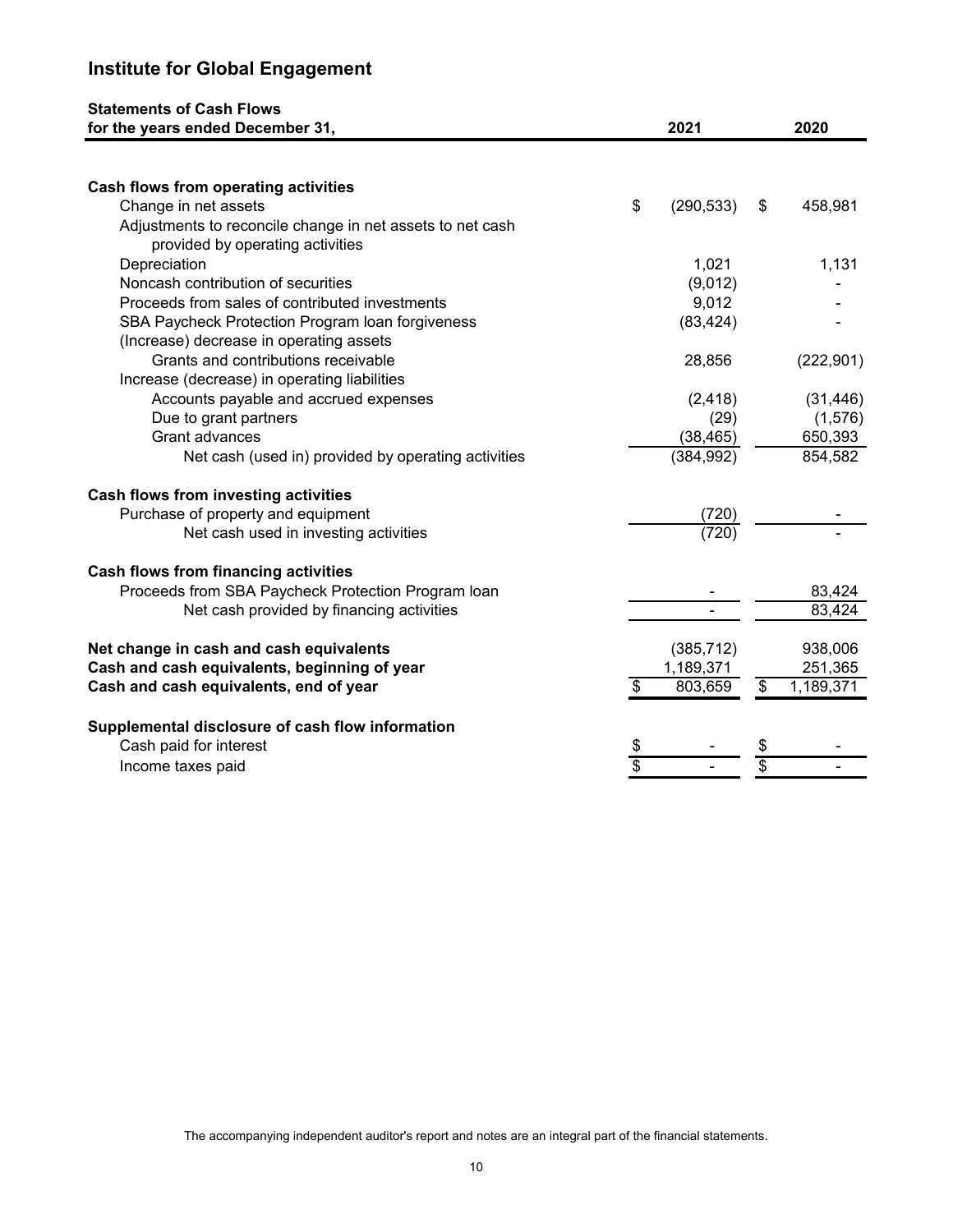# Institute for Global Engagement

## Statements of Cash Flows

| for the years ended December 31, | 2021 | 2020 |
|---|---|---|
| **Cash flows from operating activities** | | |
| Change in net assets | $ (290,533) | $ 458,981 |
| Adjustments to reconcile change in net assets to net cash provided by operating activities | | |
| Depreciation | 1,021 | 1,131 |
| Noncash contribution of securities | (9,012) | - |
| Proceeds from sales of contributed investments | 9,012 | - |
| SBA Paycheck Protection Program loan forgiveness | (83,424) | - |
| (Increase) decrease in operating assets | | |
| Grants and contributions receivable | 28,856 | (222,901) |
| Increase (decrease) in operating liabilities | | |
| Accounts payable and accrued expenses | (2,418) | (31,446) |
| Due to grant partners | (29) | (1,576) |
| Grant advances | (38,465) | 650,393 |
| Net cash (used in) provided by operating activities | (384,992) | 854,582 |
| **Cash flows from investing activities** | | |
| Purchase of property and equipment | (720) | - |
| Net cash used in investing activities | (720) | - |
| **Cash flows from financing activities** | | |
| Proceeds from SBA Paycheck Protection Program loan | - | 83,424 |
| Net cash provided by financing activities | - | 83,424 |
| **Net change in cash and cash equivalents** | (385,712) | 938,006 |
| **Cash and cash equivalents, beginning of year** | 1,189,371 | 251,365 |
| **Cash and cash equivalents, end of year** | $ 803,659 | $ 1,189,371 |
| **Supplemental disclosure of cash flow information** | | |
| Cash paid for interest | $ - | $ - |
| Income taxes paid | $ - | $ - |

The accompanying independent auditor's report and notes are an integral part of the financial statements.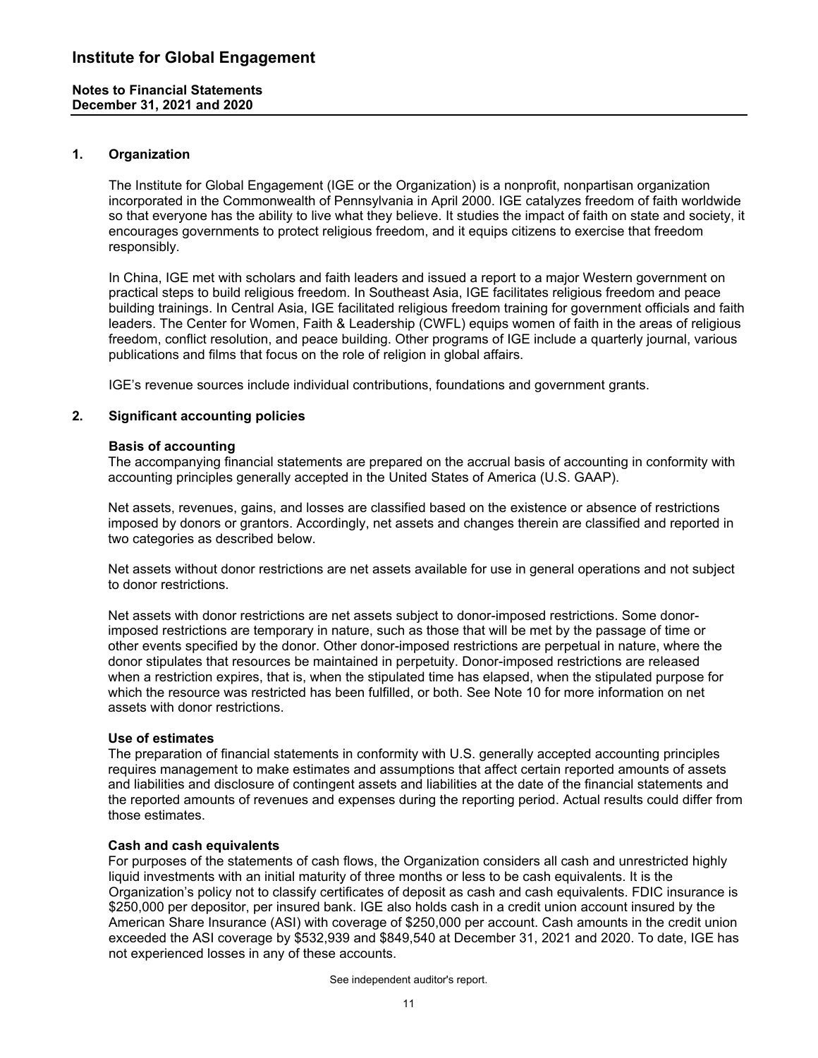# Institute for Global Engagement

**Notes to Financial Statements**
**December 31, 2021 and 2020**

## 1. Organization

The Institute for Global Engagement (IGE or the Organization) is a nonprofit, nonpartisan organization incorporated in the Commonwealth of Pennsylvania in April 2000. IGE catalyzes freedom of faith worldwide so that everyone has the ability to live what they believe. It studies the impact of faith on state and society, it encourages governments to protect religious freedom, and it equips citizens to exercise that freedom responsibly.

In China, IGE met with scholars and faith leaders and issued a report to a major Western government on practical steps to build religious freedom. In Southeast Asia, IGE facilitates religious freedom and peace building trainings. In Central Asia, IGE facilitated religious freedom training for government officials and faith leaders. The Center for Women, Faith & Leadership (CWFL) equips women of faith in the areas of religious freedom, conflict resolution, and peace building. Other programs of IGE include a quarterly journal, various publications and films that focus on the role of religion in global affairs.

IGE's revenue sources include individual contributions, foundations and government grants.

## 2. Significant accounting policies

### Basis of accounting

The accompanying financial statements are prepared on the accrual basis of accounting in conformity with accounting principles generally accepted in the United States of America (U.S. GAAP).

Net assets, revenues, gains, and losses are classified based on the existence or absence of restrictions imposed by donors or grantors. Accordingly, net assets and changes therein are classified and reported in two categories as described below.

Net assets without donor restrictions are net assets available for use in general operations and not subject to donor restrictions.

Net assets with donor restrictions are net assets subject to donor-imposed restrictions. Some donor-imposed restrictions are temporary in nature, such as those that will be met by the passage of time or other events specified by the donor. Other donor-imposed restrictions are perpetual in nature, where the donor stipulates that resources be maintained in perpetuity. Donor-imposed restrictions are released when a restriction expires, that is, when the stipulated time has elapsed, when the stipulated purpose for which the resource was restricted has been fulfilled, or both. See Note 10 for more information on net assets with donor restrictions.

### Use of estimates

The preparation of financial statements in conformity with U.S. generally accepted accounting principles requires management to make estimates and assumptions that affect certain reported amounts of assets and liabilities and disclosure of contingent assets and liabilities at the date of the financial statements and the reported amounts of revenues and expenses during the reporting period. Actual results could differ from those estimates.

### Cash and cash equivalents

For purposes of the statements of cash flows, the Organization considers all cash and unrestricted highly liquid investments with an initial maturity of three months or less to be cash equivalents. It is the Organization's policy not to classify certificates of deposit as cash and cash equivalents. FDIC insurance is $250,000 per depositor, per insured bank. IGE also holds cash in a credit union account insured by the American Share Insurance (ASI) with coverage of $250,000 per account. Cash amounts in the credit union exceeded the ASI coverage by $532,939 and $849,540 at December 31, 2021 and 2020. To date, IGE has not experienced losses in any of these accounts.

See independent auditor's report.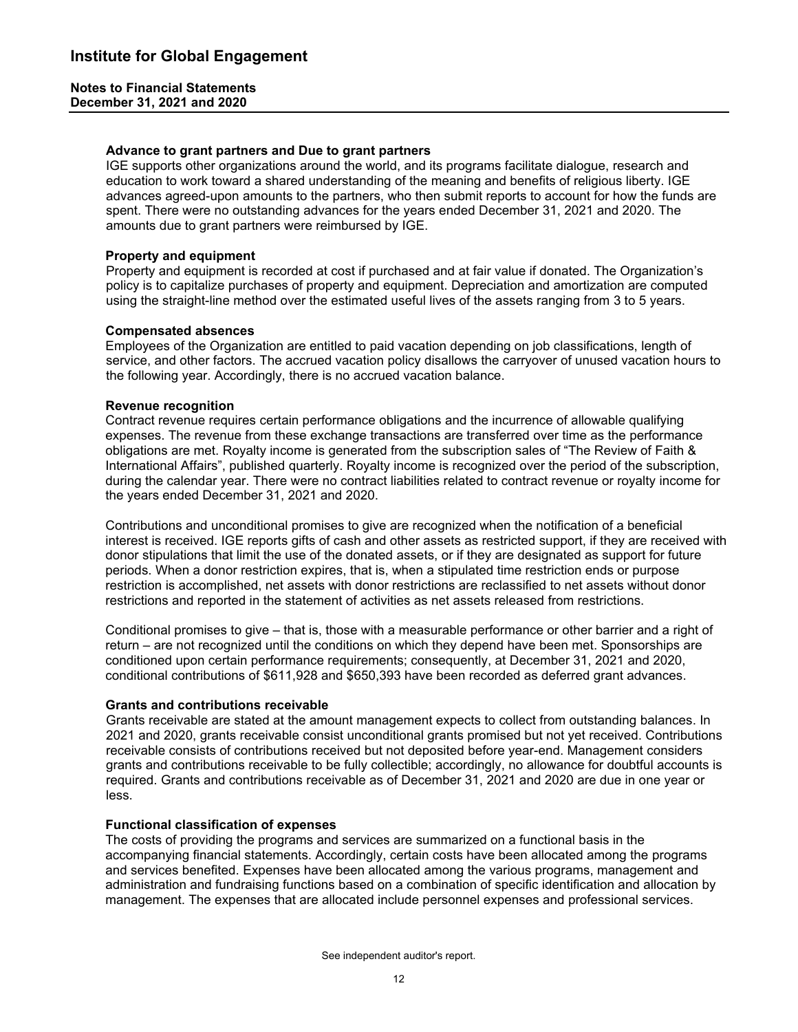**Advance to grant partners and Due to grant partners**

IGE supports other organizations around the world, and its programs facilitate dialogue, research and education to work toward a shared understanding of the meaning and benefits of religious liberty. IGE advances agreed-upon amounts to the partners, who then submit reports to account for how the funds are spent. There were no outstanding advances for the years ended December 31, 2021 and 2020. The amounts due to grant partners were reimbursed by IGE.

**Property and equipment**

Property and equipment is recorded at cost if purchased and at fair value if donated. The Organization's policy is to capitalize purchases of property and equipment. Depreciation and amortization are computed using the straight-line method over the estimated useful lives of the assets ranging from 3 to 5 years.

**Compensated absences**

Employees of the Organization are entitled to paid vacation depending on job classifications, length of service, and other factors. The accrued vacation policy disallows the carryover of unused vacation hours to the following year. Accordingly, there is no accrued vacation balance.

**Revenue recognition**

Contract revenue requires certain performance obligations and the incurrence of allowable qualifying expenses. The revenue from these exchange transactions are transferred over time as the performance obligations are met. Royalty income is generated from the subscription sales of "The Review of Faith & International Affairs", published quarterly. Royalty income is recognized over the period of the subscription, during the calendar year. There were no contract liabilities related to contract revenue or royalty income for the years ended December 31, 2021 and 2020.

Contributions and unconditional promises to give are recognized when the notification of a beneficial interest is received. IGE reports gifts of cash and other assets as restricted support, if they are received with donor stipulations that limit the use of the donated assets, or if they are designated as support for future periods. When a donor restriction expires, that is, when a stipulated time restriction ends or purpose restriction is accomplished, net assets with donor restrictions are reclassified to net assets without donor restrictions and reported in the statement of activities as net assets released from restrictions.

Conditional promises to give – that is, those with a measurable performance or other barrier and a right of return – are not recognized until the conditions on which they depend have been met. Sponsorships are conditioned upon certain performance requirements; consequently, at December 31, 2021 and 2020, conditional contributions of $611,928 and $650,393 have been recorded as deferred grant advances.

**Grants and contributions receivable**

Grants receivable are stated at the amount management expects to collect from outstanding balances. In 2021 and 2020, grants receivable consist unconditional grants promised but not yet received. Contributions receivable consists of contributions received but not deposited before year-end. Management considers grants and contributions receivable to be fully collectible; accordingly, no allowance for doubtful accounts is required. Grants and contributions receivable as of December 31, 2021 and 2020 are due in one year or less.

**Functional classification of expenses**

The costs of providing the programs and services are summarized on a functional basis in the accompanying financial statements. Accordingly, certain costs have been allocated among the programs and services benefited. Expenses have been allocated among the various programs, management and administration and fundraising functions based on a combination of specific identification and allocation by management. The expenses that are allocated include personnel expenses and professional services.

See independent auditor's report.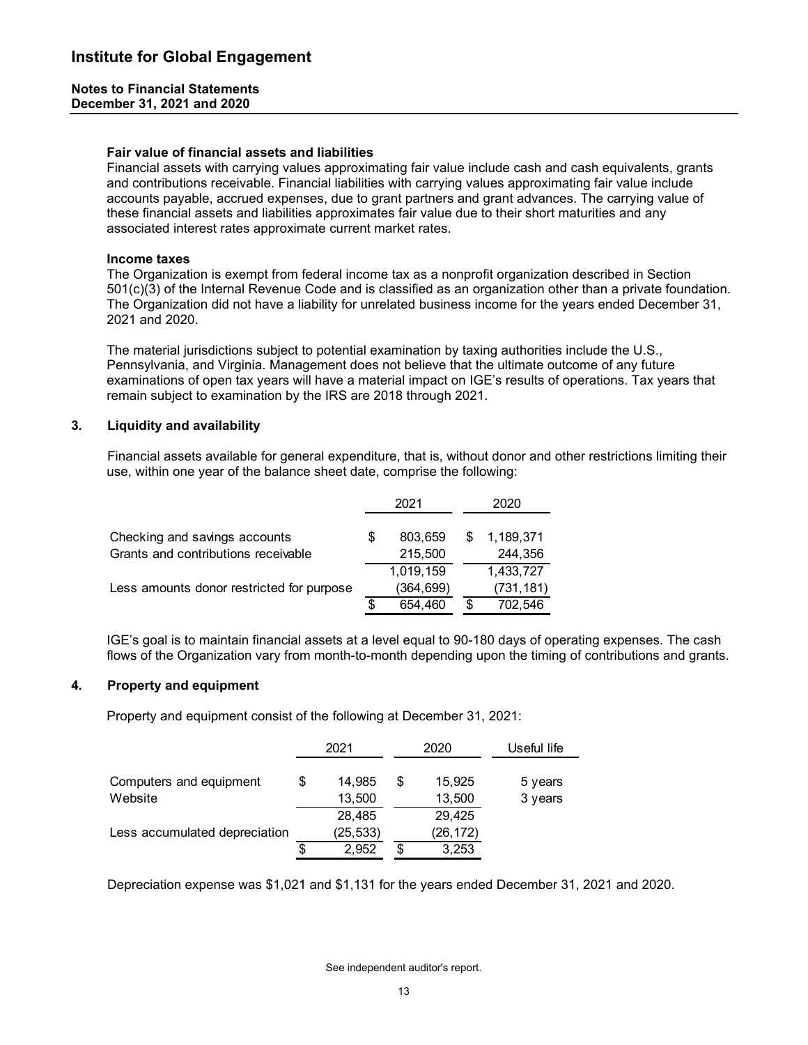# Institute for Global Engagement

**Notes to Financial Statements**
**December 31, 2021 and 2020**

**Fair value of financial assets and liabilities**
Financial assets with carrying values approximating fair value include cash and cash equivalents, grants and contributions receivable. Financial liabilities with carrying values approximating fair value include accounts payable, accrued expenses, due to grant partners and grant advances. The carrying value of these financial assets and liabilities approximates fair value due to their short maturities and any associated interest rates approximate current market rates.

**Income taxes**
The Organization is exempt from federal income tax as a nonprofit organization described in Section 501(c)(3) of the Internal Revenue Code and is classified as an organization other than a private foundation. The Organization did not have a liability for unrelated business income for the years ended December 31, 2021 and 2020.

The material jurisdictions subject to potential examination by taxing authorities include the U.S., Pennsylvania, and Virginia. Management does not believe that the ultimate outcome of any future examinations of open tax years will have a material impact on IGE's results of operations. Tax years that remain subject to examination by the IRS are 2018 through 2021.

## 3. Liquidity and availability

Financial assets available for general expenditure, that is, without donor and other restrictions limiting their use, within one year of the balance sheet date, comprise the following:

| | 2021 | 2020 |
|---|---|---|
| Checking and savings accounts | $ 803,659 | $ 1,189,371 |
| Grants and contributions receivable | 215,500 | 244,356 |
| | 1,019,159 | 1,433,727 |
| Less amounts donor restricted for purpose | (364,699) | (731,181) |
| | $ 654,460 | $ 702,546 |

IGE's goal is to maintain financial assets at a level equal to 90-180 days of operating expenses. The cash flows of the Organization vary from month-to-month depending upon the timing of contributions and grants.

## 4. Property and equipment

Property and equipment consist of the following at December 31, 2021:

| | 2021 | 2020 | Useful life |
|---|---|---|---|
| Computers and equipment | $ 14,985 | $ 15,925 | 5 years |
| Website | 13,500 | 13,500 | 3 years |
| | 28,485 | 29,425 | |
| Less accumulated depreciation | (25,533) | (26,172) | |
| | $ 2,952 | $ 3,253 | |

Depreciation expense was $1,021 and $1,131 for the years ended December 31, 2021 and 2020.

See independent auditor's report.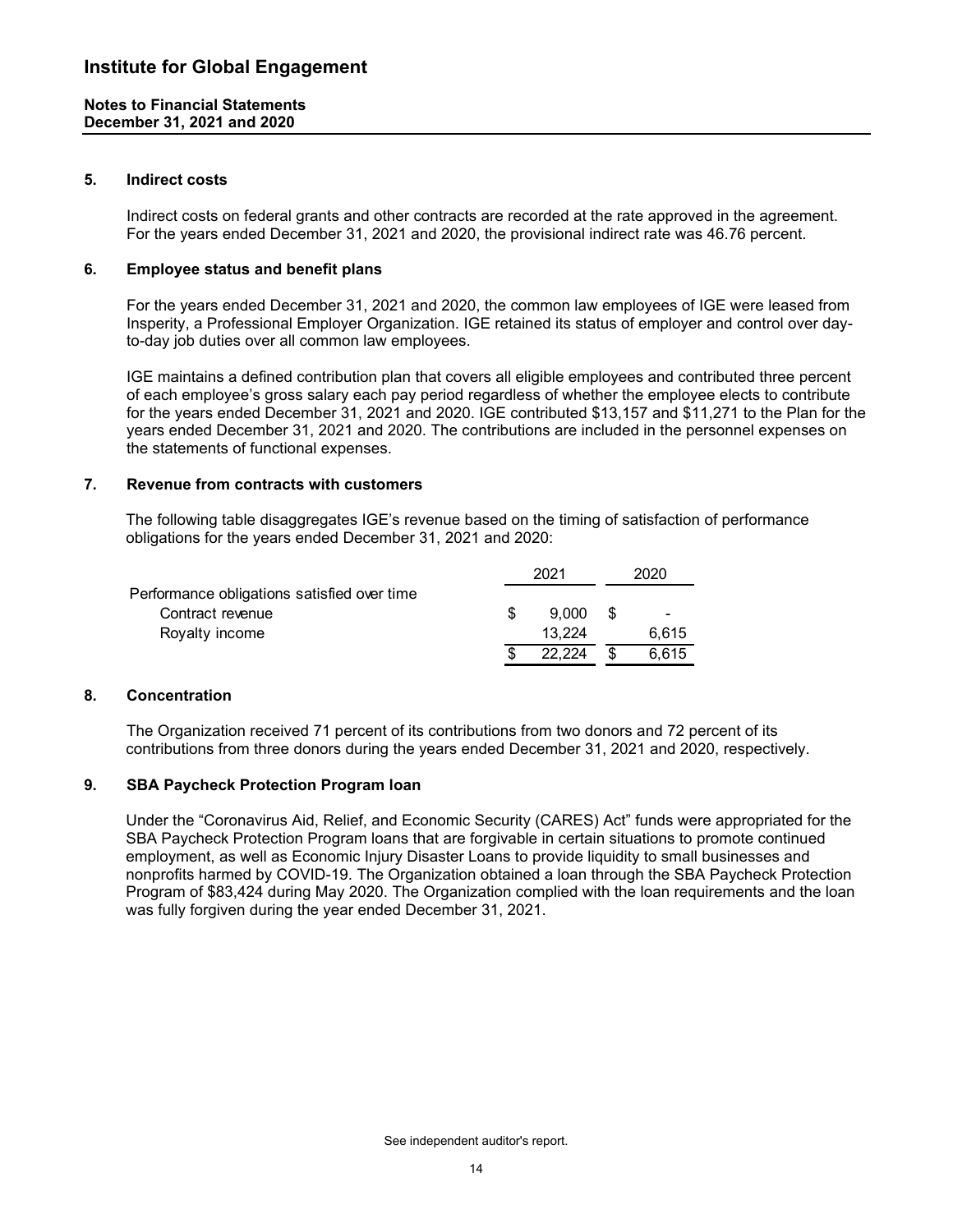# Institute for Global Engagement

**Notes to Financial Statements**
**December 31, 2021 and 2020**

## 5. Indirect costs

Indirect costs on federal grants and other contracts are recorded at the rate approved in the agreement. For the years ended December 31, 2021 and 2020, the provisional indirect rate was 46.76 percent.

## 6. Employee status and benefit plans

For the years ended December 31, 2021 and 2020, the common law employees of IGE were leased from Insperity, a Professional Employer Organization. IGE retained its status of employer and control over day-to-day job duties over all common law employees.

IGE maintains a defined contribution plan that covers all eligible employees and contributed three percent of each employee's gross salary each pay period regardless of whether the employee elects to contribute for the years ended December 31, 2021 and 2020. IGE contributed $13,157 and $11,271 to the Plan for the years ended December 31, 2021 and 2020. The contributions are included in the personnel expenses on the statements of functional expenses.

## 7. Revenue from contracts with customers

The following table disaggregates IGE's revenue based on the timing of satisfaction of performance obligations for the years ended December 31, 2021 and 2020:

| | 2021 | 2020 |
|---|---|---|
| Performance obligations satisfied over time | | |
| Contract revenue | $ 9,000 | $ - |
| Royalty income | 13,224 | 6,615 |
| | $ 22,224 | $ 6,615 |

## 8. Concentration

The Organization received 71 percent of its contributions from two donors and 72 percent of its contributions from three donors during the years ended December 31, 2021 and 2020, respectively.

## 9. SBA Paycheck Protection Program loan

Under the "Coronavirus Aid, Relief, and Economic Security (CARES) Act" funds were appropriated for the SBA Paycheck Protection Program loans that are forgivable in certain situations to promote continued employment, as well as Economic Injury Disaster Loans to provide liquidity to small businesses and nonprofits harmed by COVID-19. The Organization obtained a loan through the SBA Paycheck Protection Program of $83,424 during May 2020. The Organization complied with the loan requirements and the loan was fully forgiven during the year ended December 31, 2021.

See independent auditor's report.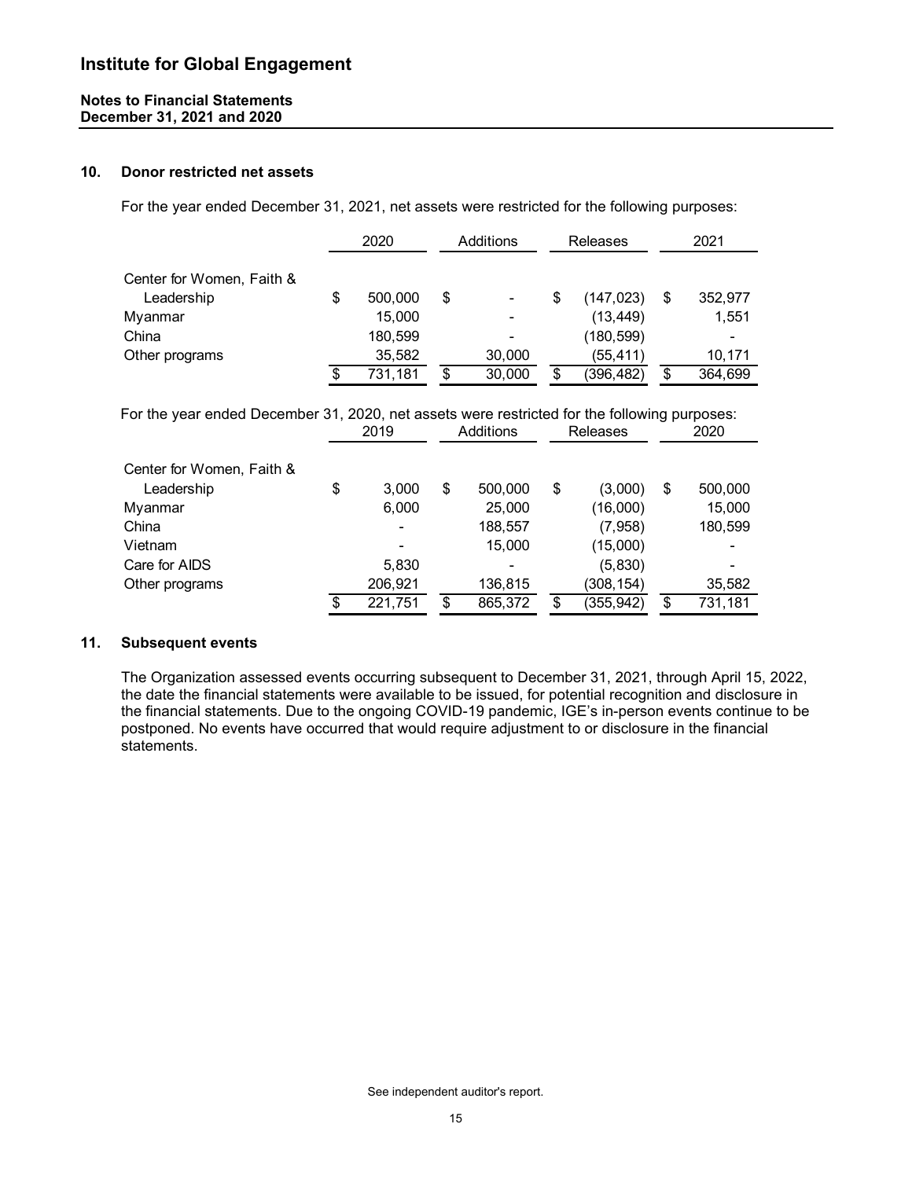# Institute for Global Engagement

**Notes to Financial Statements**
**December 31, 2021 and 2020**

## 10. Donor restricted net assets

For the year ended December 31, 2021, net assets were restricted for the following purposes:

| | 2020 | Additions | Releases | 2021 |
|---|---|---|---|---|
| Center for Women, Faith & Leadership | $ 500,000 | $ - | $ (147,023) | $ 352,977 |
| Myanmar | 15,000 | - | (13,449) | 1,551 |
| China | 180,599 | - | (180,599) | - |
| Other programs | 35,582 | 30,000 | (55,411) | 10,171 |
| | $ 731,181 | $ 30,000 | $ (396,482) | $ 364,699 |

For the year ended December 31, 2020, net assets were restricted for the following purposes:

| | 2019 | Additions | Releases | 2020 |
|---|---|---|---|---|
| Center for Women, Faith & Leadership | $ 3,000 | $ 500,000 | $ (3,000) | $ 500,000 |
| Myanmar | 6,000 | 25,000 | (16,000) | 15,000 |
| China | - | 188,557 | (7,958) | 180,599 |
| Vietnam | - | 15,000 | (15,000) | - |
| Care for AIDS | 5,830 | - | (5,830) | - |
| Other programs | 206,921 | 136,815 | (308,154) | 35,582 |
| | $ 221,751 | $ 865,372 | $ (355,942) | $ 731,181 |

## 11. Subsequent events

The Organization assessed events occurring subsequent to December 31, 2021, through April 15, 2022, the date the financial statements were available to be issued, for potential recognition and disclosure in the financial statements. Due to the ongoing COVID-19 pandemic, IGE's in-person events continue to be postponed. No events have occurred that would require adjustment to or disclosure in the financial statements.

See independent auditor's report.